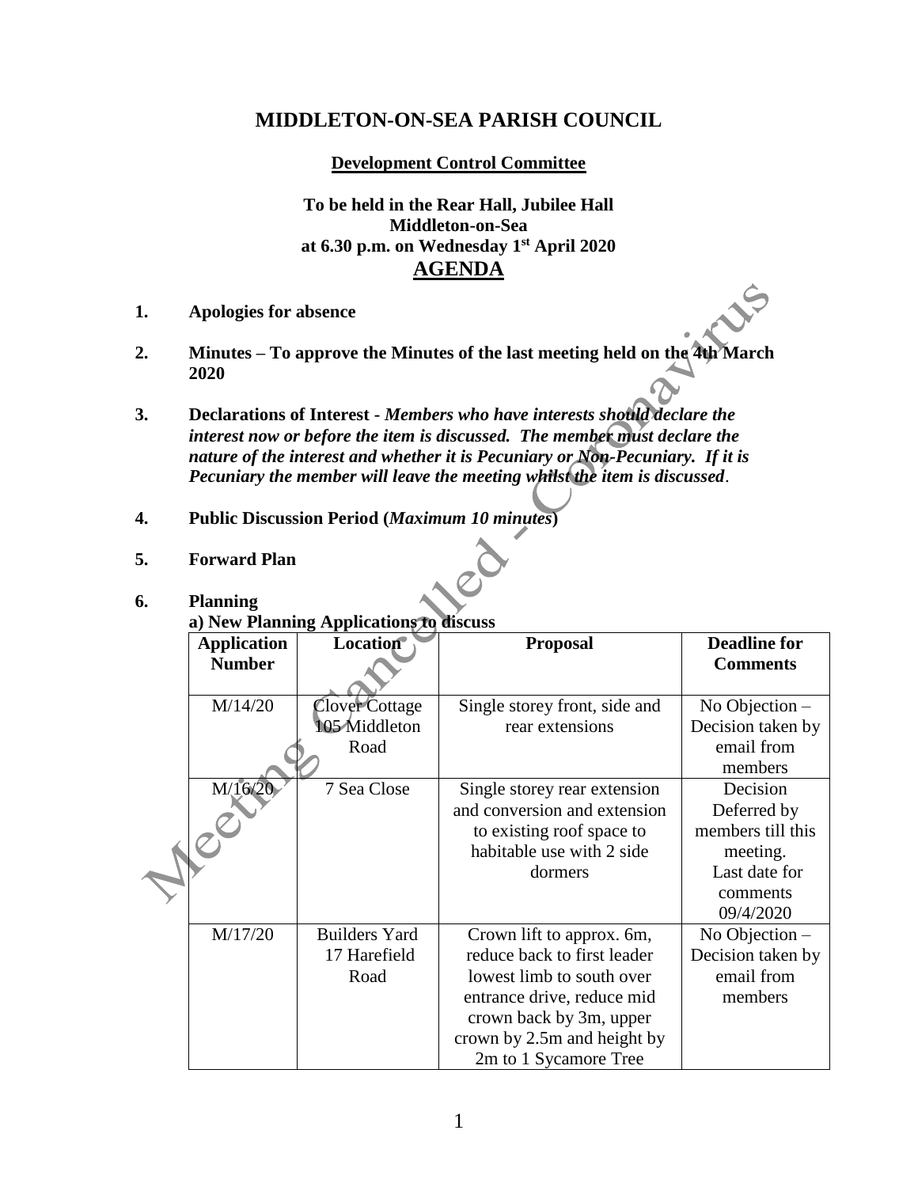# MIDDLETON-ON-SEA PARISH COUNCIL

**Development Control Committee**

**To be held in the Rear Hall, Jubilee Hall**
**Middleton-on-Sea**
**at 6.30 p.m. on Wednesday 1st April 2020**

## AGENDA

Meeting Cancelled - Coronavirus

1. **Apologies for absence**

2. **Minutes – To approve the Minutes of the last meeting held on the 4th March 2020**

3. **Declarations of Interest** - ***Members who have interests should declare the interest now or before the item is discussed. The member must declare the nature of the interest and whether it is Pecuniary or Non-Pecuniary. If it is Pecuniary the member will leave the meeting whilst the item is discussed***.

4. **Public Discussion Period (*Maximum 10 minutes*)**

5. **Forward Plan**

6. **Planning**

   **a) New Planning Applications to discuss**

| Application Number | Location | Proposal | Deadline for Comments |
|---|---|---|---|
| M/14/20 | Clover Cottage 105 Middleton Road | Single storey front, side and rear extensions | No Objection – Decision taken by email from members |
| M/16/20 | 7 Sea Close | Single storey rear extension and conversion and extension to existing roof space to habitable use with 2 side dormers | Decision Deferred by members till this meeting. Last date for comments 09/4/2020 |
| M/17/20 | Builders Yard 17 Harefield Road | Crown lift to approx. 6m, reduce back to first leader lowest limb to south over entrance drive, reduce mid crown back by 3m, upper crown by 2.5m and height by 2m to 1 Sycamore Tree | No Objection – Decision taken by email from members |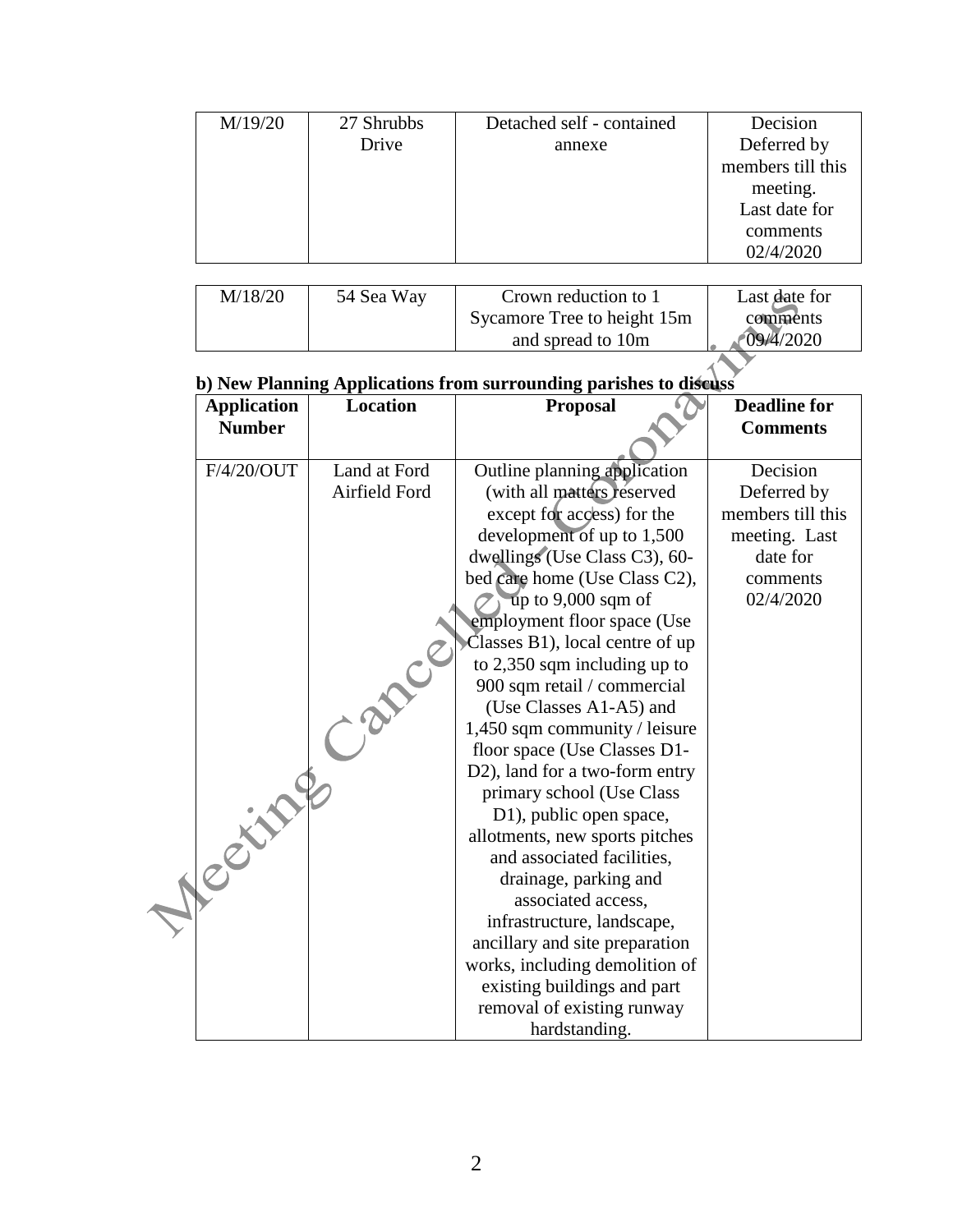| | | | |
|---|---|---|---|
| M/19/20 | 27 Shrubbs Drive | Detached self - contained annexe | Decision Deferred by members till this meeting. Last date for comments 02/4/2020 |

| | | | |
|---|---|---|---|
| M/18/20 | 54 Sea Way | Crown reduction to 1 Sycamore Tree to height 15m and spread to 10m | Last date for comments 09/4/2020 |

**b) New Planning Applications from surrounding parishes to discuss**

| Application Number | Location | Proposal | Deadline for Comments |
|---|---|---|---|
| F/4/20/OUT | Land at Ford Airfield Ford | Outline planning application (with all matters reserved except for access) for the development of up to 1,500 dwellings (Use Class C3), 60-bed care home (Use Class C2), up to 9,000 sqm of employment floor space (Use Classes B1), local centre of up to 2,350 sqm including up to 900 sqm retail / commercial (Use Classes A1-A5) and 1,450 sqm community / leisure floor space (Use Classes D1-D2), land for a two-form entry primary school (Use Class D1), public open space, allotments, new sports pitches and associated facilities, drainage, parking and associated access, infrastructure, landscape, ancillary and site preparation works, including demolition of existing buildings and part removal of existing runway hardstanding. | Decision Deferred by members till this meeting. Last date for comments 02/4/2020 |

Meeting Cancelled - Coronavirus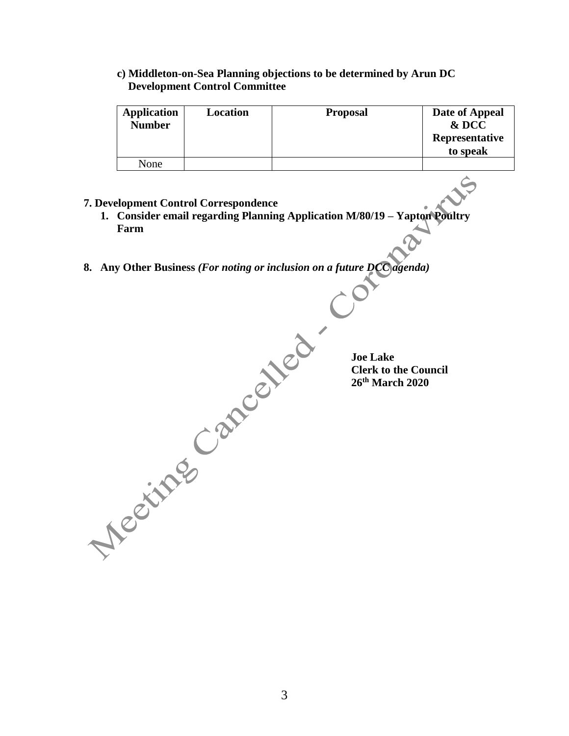**c) Middleton-on-Sea Planning objections to be determined by Arun DC Development Control Committee**

| Application Number | Location | Proposal | Date of Appeal & DCC Representative to speak |
|---|---|---|---|
| None | | | |

**7. Development Control Correspondence**

1. **Consider email regarding Planning Application M/80/19 – Yapton Poultry Farm**

**8. Any Other Business** ***(For noting or inclusion on a future DCC agenda)***

Meeting Cancelled - Coronavirus

**Joe Lake**
**Clerk to the Council**
**26th March 2020**